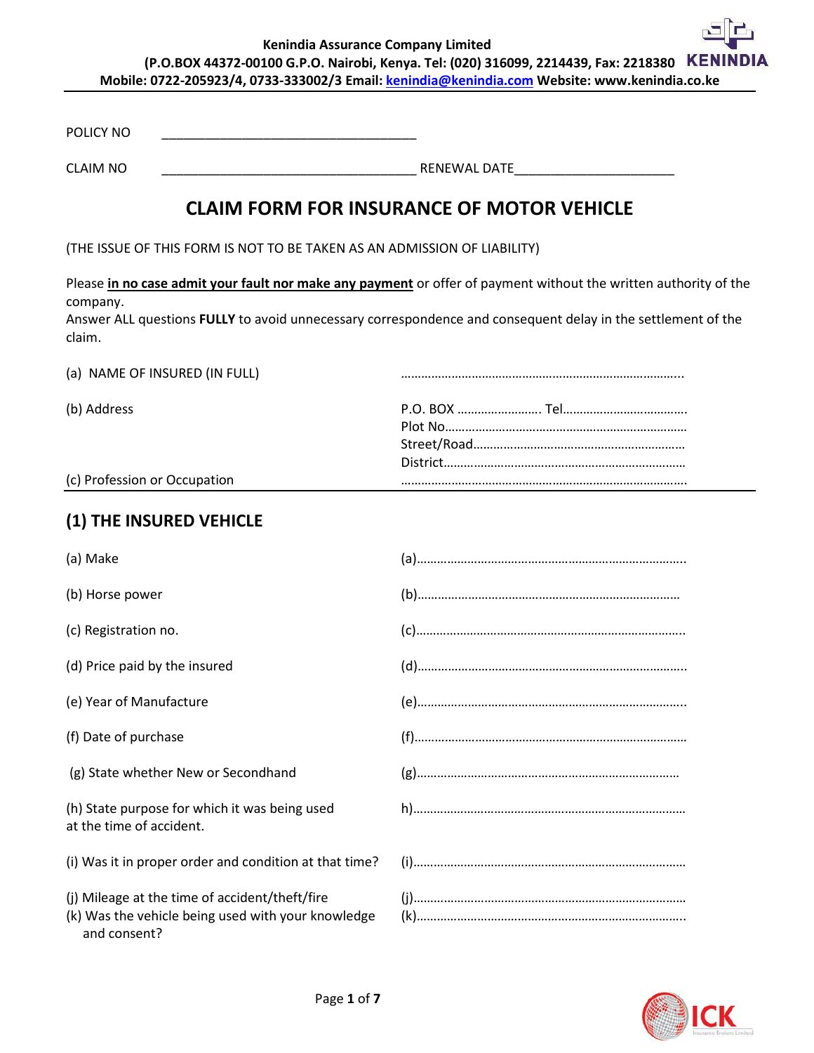**Kenindia Assurance Company Limited**
**(P.O.BOX 44372-00100 G.P.O. Nairobi, Kenya. Tel: (020) 316099, 2214439, Fax: 2218380**
**Mobile: 0722-205923/4, 0733-333002/3 Email: kenindia@kenindia.com Website: www.kenindia.co.ke**

POLICY NO ____________________________________

CLAIM NO ____________________________________ RENEWAL DATE______________________

# CLAIM FORM FOR INSURANCE OF MOTOR VEHICLE

(THE ISSUE OF THIS FORM IS NOT TO BE TAKEN AS AN ADMISSION OF LIABILITY)

Please **in no case admit your fault nor make any payment** or offer of payment without the written authority of the company.
Answer ALL questions **FULLY** to avoid unnecessary correspondence and consequent delay in the settlement of the claim.

(a) NAME OF INSURED (IN FULL) ……………………………………………………………………..

(b) Address
P.O. BOX ……………………. Tel……………………………….
Plot No………………………………………………………………
Street/Road……………………………………………………
District……………………………………………………………

(c) Profession or Occupation ……………………………………………………………………….

## (1) THE INSURED VEHICLE

(a) Make (a)……………………………………………………………………..

(b) Horse power (b)……………………………………………………………………

(c) Registration no. (c)……………………………………………………………………..

(d) Price paid by the insured (d)……………………………………………………………………..

(e) Year of Manufacture (e)……………………………………………………………………..

(f) Date of purchase (f)………………………………………………………………………

(g) State whether New or Secondhand (g)……………………………………………………………………

(h) State purpose for which it was being used at the time of accident. h)………………………………………………………………………

(i) Was it in proper order and condition at that time? (i)………………………………………………………………………

(j) Mileage at the time of accident/theft/fire (j)………………………………………………………………………

(k) Was the vehicle being used with your knowledge and consent? (k)……………………………………………………………………..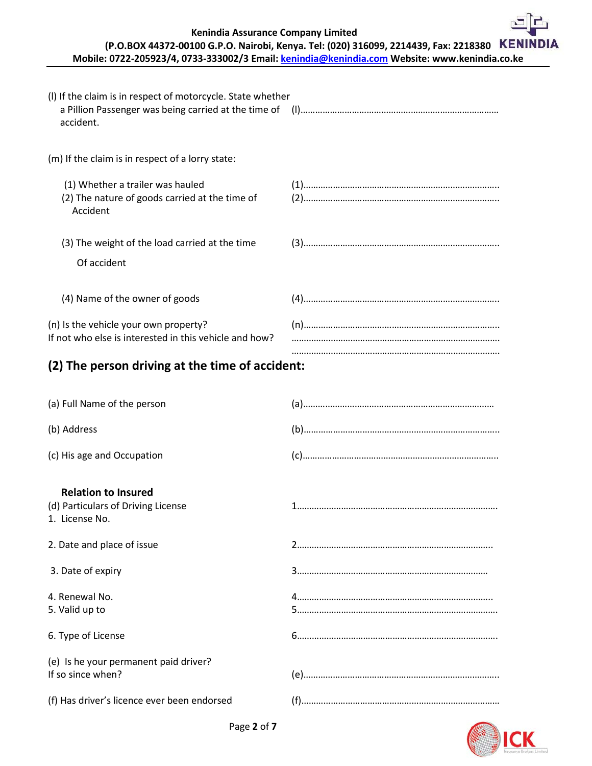(l) If the claim is in respect of motorcycle. State whether a Pillion Passenger was being carried at the time of accident. (l)……………………………………………………………………

(m) If the claim is in respect of a lorry state:

(1) Whether a trailer was hauled (1)……………………………………………………………………

(2) The nature of goods carried at the time of Accident (2)……………………………………………………………………

(3) The weight of the load carried at the time Of accident (3)……………………………………………………………………

(4) Name of the owner of goods (4)……………………………………………………………………

(n) Is the vehicle your own property? If not who else is interested in this vehicle and how? (n)……………………………………………………………………

……………………………………………………………………

……………………………………………………………………

## (2) The person driving at the time of accident:

(a) Full Name of the person (a)……………………………………………………………………

(b) Address (b)……………………………………………………………………

(c) His age and Occupation (c)……………………………………………………………………

**Relation to Insured**

(d) Particulars of Driving License

1. License No. 1……………………………………………………………………

2. Date and place of issue 2……………………………………………………………………

3. Date of expiry 3……………………………………………………………………

4. Renewal No. 4……………………………………………………………………

5. Valid up to 5……………………………………………………………………

6. Type of License 6……………………………………………………………………

(e) Is he your permanent paid driver? If so since when? (e)……………………………………………………………………

(f) Has driver's licence ever been endorsed (f)……………………………………………………………………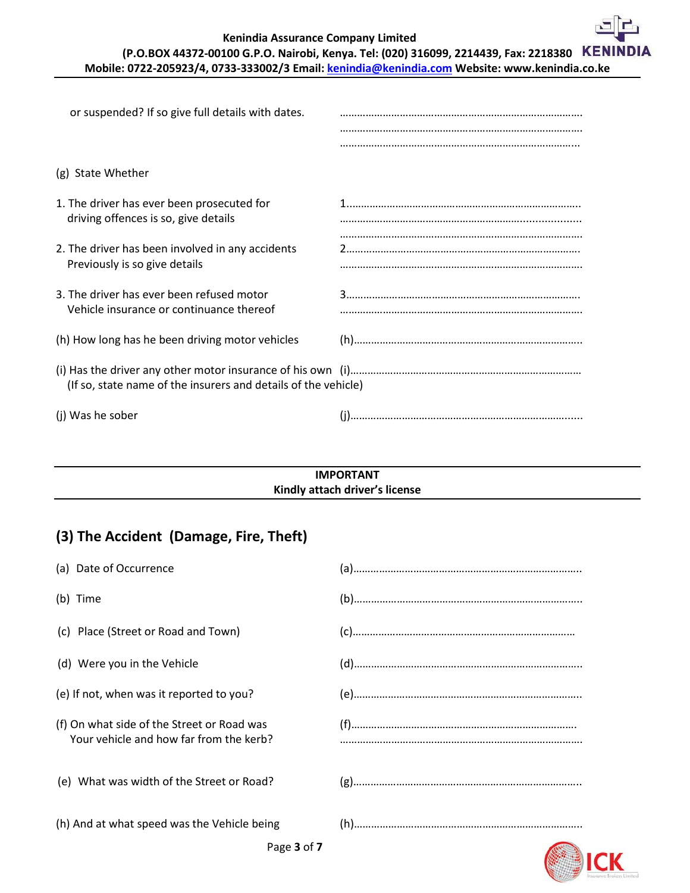or suspended? If so give full details with dates. ……………………………………………………………………………

(g) State Whether

1. The driver has ever been prosecuted for driving offences is so, give details — 1………………………………………………………………………

2. The driver has been involved in any accidents Previously is so give details — 2………………………………………………………………………

3. The driver has ever been refused motor Vehicle insurance or continuance thereof — 3………………………………………………………………………

(h) How long has he been driving motor vehicles — (h)……………………………………………………………………

(i) Has the driver any other motor insurance of his own (If so, state name of the insurers and details of the vehicle) — (i)……………………………………………………………………

(j) Was he sober — (j)……………………………………………………………………

---

**IMPORTANT**
**Kindly attach driver's license**

---

## (3) The Accident (Damage, Fire, Theft)

(a) Date of Occurrence — (a)……………………………………………………………………

(b) Time — (b)……………………………………………………………………

(c) Place (Street or Road and Town) — (c)……………………………………………………………………

(d) Were you in the Vehicle — (d)……………………………………………………………………

(e) If not, when was it reported to you? — (e)……………………………………………………………………

(f) On what side of the Street or Road was Your vehicle and how far from the kerb? — (f)……………………………………………………………………

(e) What was width of the Street or Road? — (g)……………………………………………………………………

(h) And at what speed was the Vehicle being — (h)……………………………………………………………………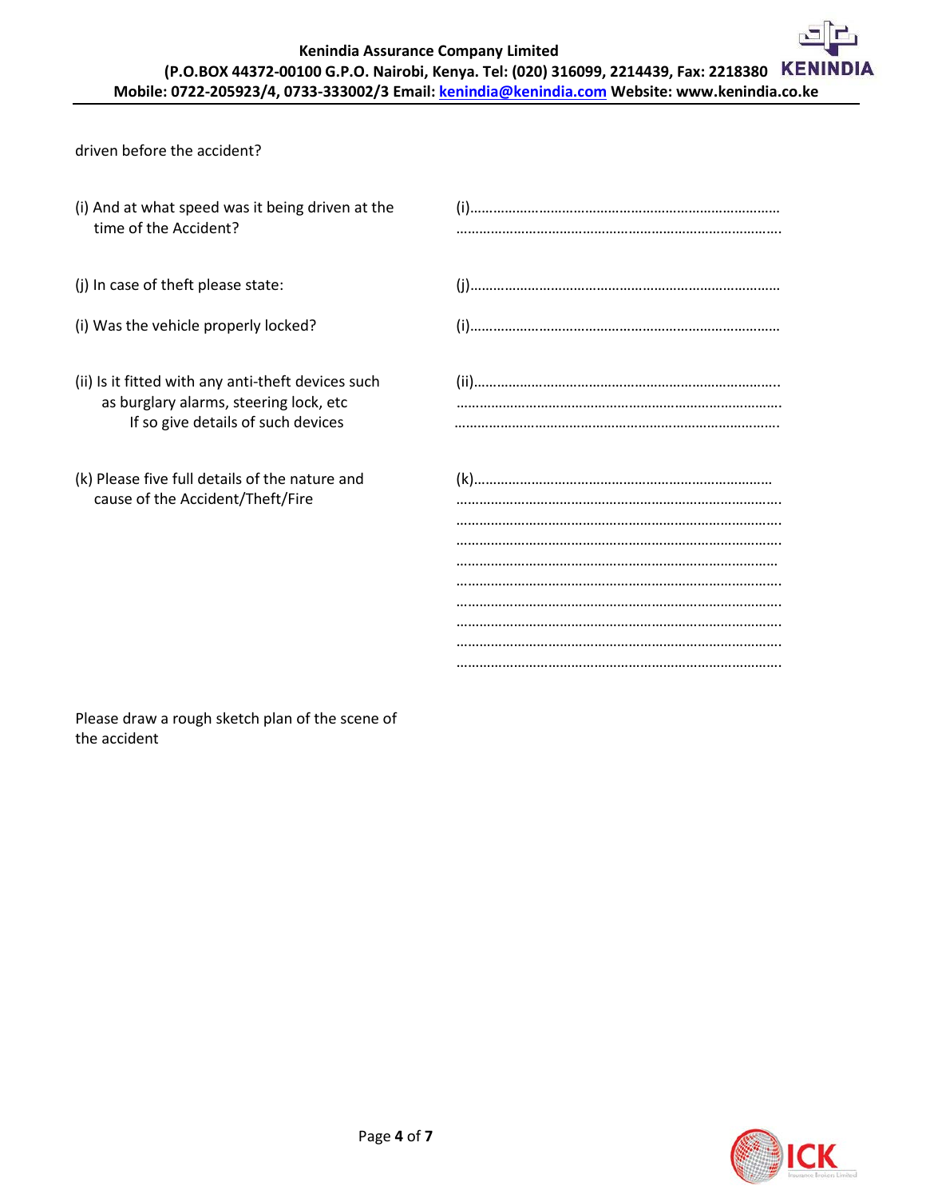driven before the accident?

(i) And at what speed was it being driven at the time of the Accident? (i)……………………………………………………………………… ……………………………………………………………………………

(j) In case of theft please state: (j)………………………………………………………………………

(i) Was the vehicle properly locked? (i)………………………………………………………………………

(ii) Is it fitted with any anti-theft devices such as burglary alarms, steering lock, etc If so give details of such devices (ii)……………………………………………………………………… …………………………………………………………………………… ……………………………………………………………………………

(k) Please five full details of the nature and cause of the Accident/Theft/Fire (k)…………………………………………………………………… …………………………………………………………………………… …………………………………………………………………………… …………………………………………………………………………… …………………………………………………………………………… …………………………………………………………………………… …………………………………………………………………………… …………………………………………………………………………… …………………………………………………………………………… ……………………………………………………………………………

Please draw a rough sketch plan of the scene of the accident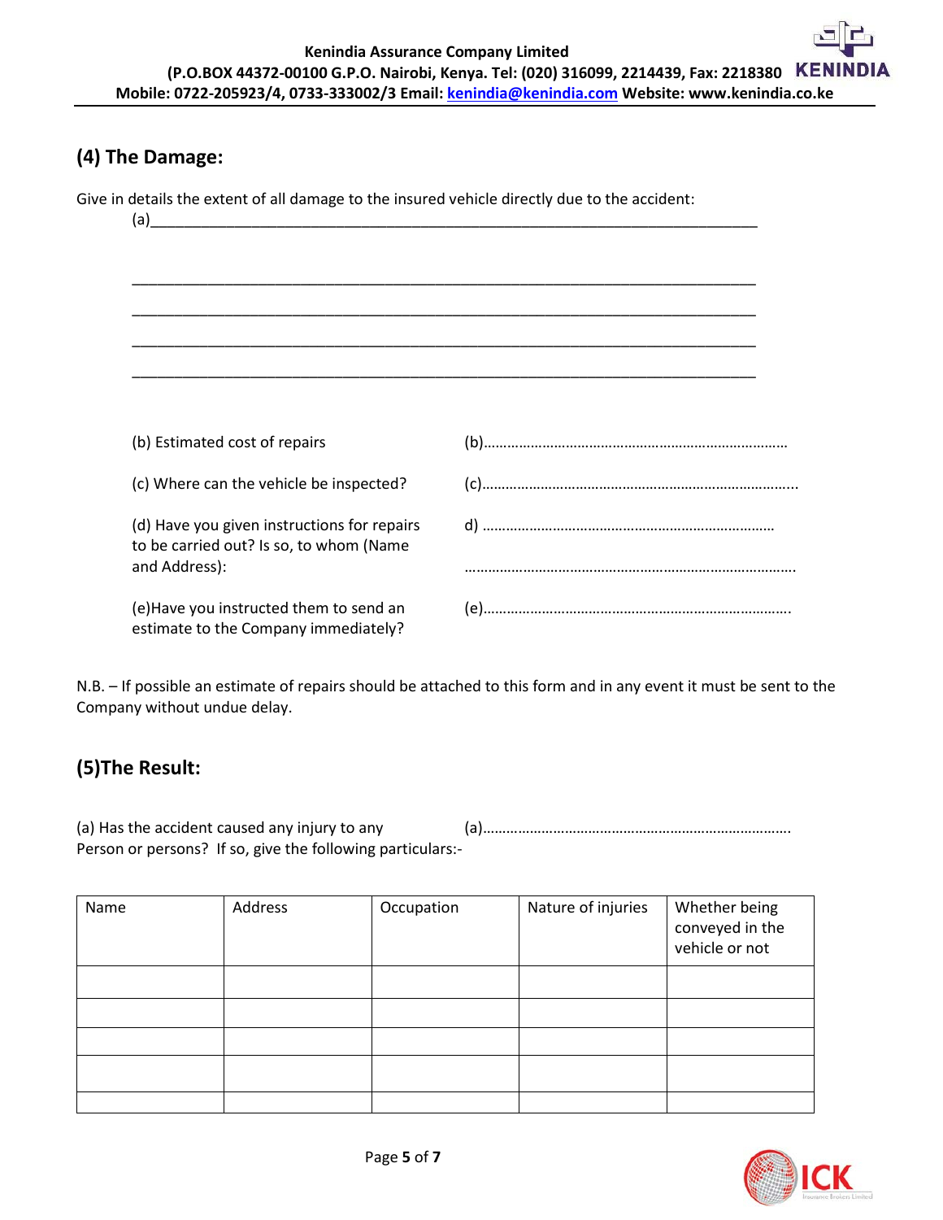## (4) The Damage:

Give in details the extent of all damage to the insured vehicle directly due to the accident:

(a)______________________________________________________________________________

______________________________________________________________________________

______________________________________________________________________________

______________________________________________________________________________

______________________________________________________________________________

(b) Estimated cost of repairs (b)……………………………………………………………………

(c) Where can the vehicle be inspected? (c)……………………………………………………………………..

(d) Have you given instructions for repairs to be carried out? Is so, to whom (Name and Address): d) …………………………………………………………………

…………………………………………………………………………

(e)Have you instructed them to send an estimate to the Company immediately? (e)…………………………………………………………………….

N.B. – If possible an estimate of repairs should be attached to this form and in any event it must be sent to the Company without undue delay.

## (5)The Result:

(a) Has the accident caused any injury to any Person or persons? If so, give the following particulars:- (a)…………………………………………………………………….

| Name | Address | Occupation | Nature of injuries | Whether being conveyed in the vehicle or not |
|---|---|---|---|---|
| | | | | |
| | | | | |
| | | | | |
| | | | | |
| | | | | |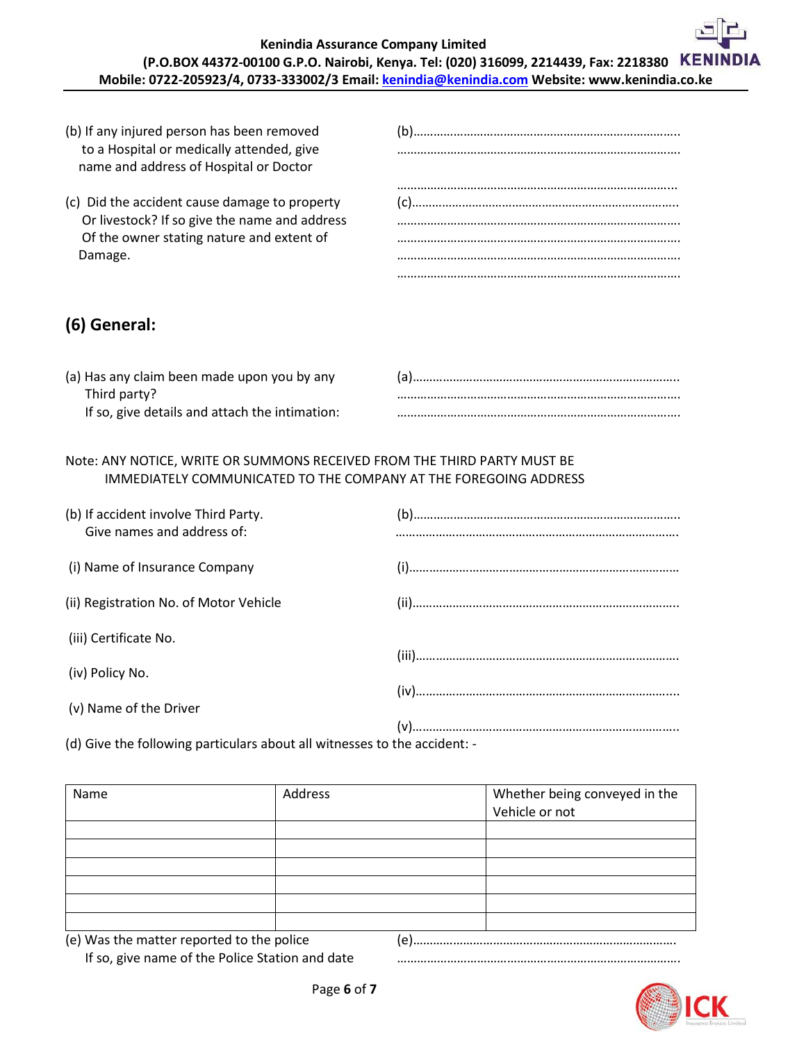(b) If any injured person has been removed to a Hospital or medically attended, give name and address of Hospital or Doctor

(b)…………………………………………………………………….
…………………………………………………………………………
…………………………………………………………………………

(c) Did the accident cause damage to property Or livestock? If so give the name and address Of the owner stating nature and extent of Damage.

(c)…………………………………………………………………….
…………………………………………………………………………
…………………………………………………………………………
…………………………………………………………………………
…………………………………………………………………………

## (6) General:

(a) Has any claim been made upon you by any Third party?
If so, give details and attach the intimation:

(a)…………………………………………………………………….
…………………………………………………………………………
…………………………………………………………………………

Note: ANY NOTICE, WRITE OR SUMMONS RECEIVED FROM THE THIRD PARTY MUST BE IMMEDIATELY COMMUNICATED TO THE COMPANY AT THE FOREGOING ADDRESS

(b) If accident involve Third Party.
Give names and address of:

(b)…………………………………………………………………….
…………………………………………………………………………

(i) Name of Insurance Company (i)……………………………………………………………………

(ii) Registration No. of Motor Vehicle (ii)……………………………………………………………………

(iii) Certificate No. (iii)……………………………………………………………………

(iv) Policy No. (iv)……………………………………………………………………

(v) Name of the Driver (v)……………………………………………………………………

(d) Give the following particulars about all witnesses to the accident: -

| Name | Address | Whether being conveyed in the Vehicle or not |
|---|---|---|
| | | |
| | | |
| | | |
| | | |
| | | |
| | | |

(e) Was the matter reported to the police
If so, give name of the Police Station and date

(e)……………………………………………………………………
…………………………………………………………………………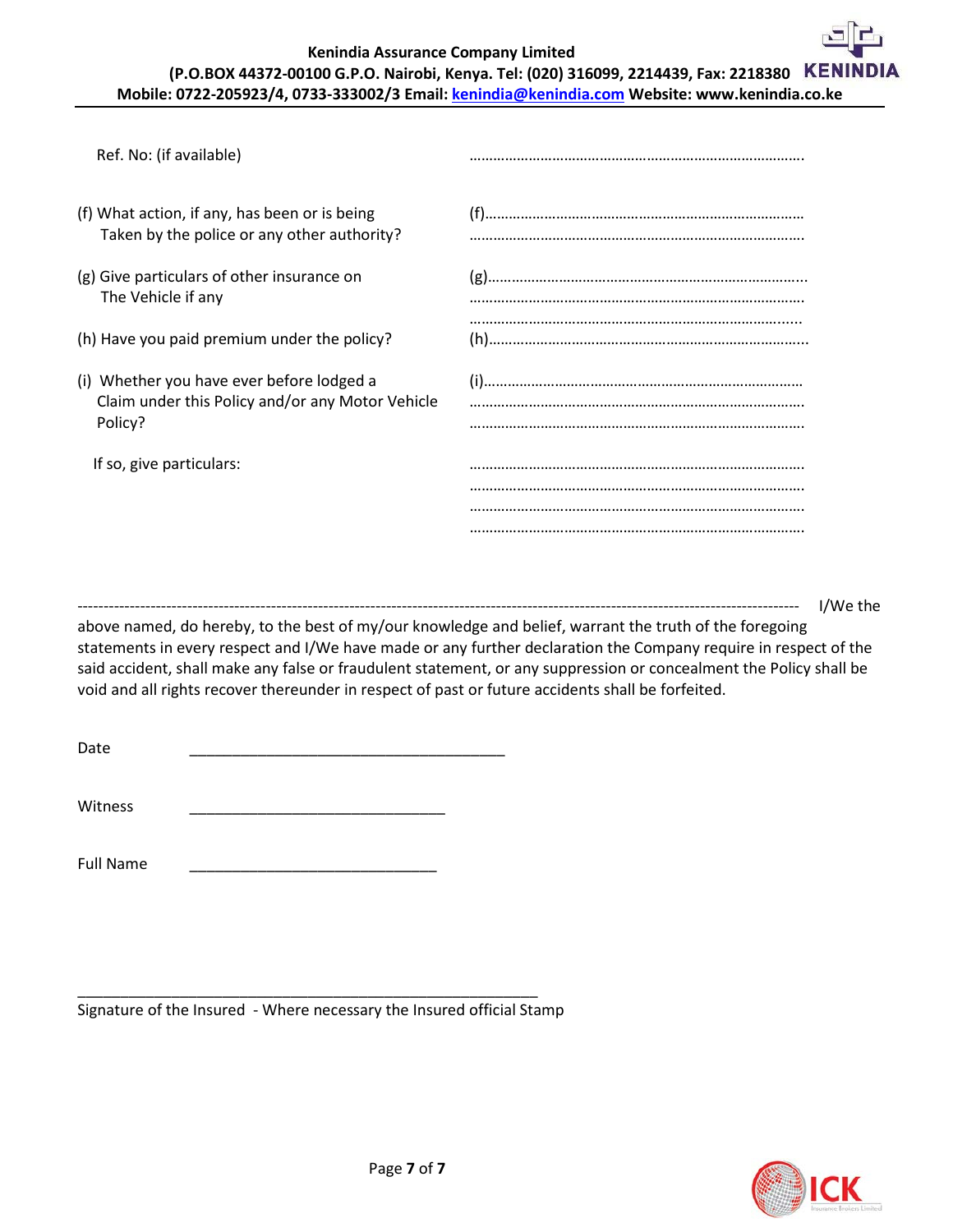Ref. No: (if available) …………………………………………………………………………

(f) What action, if any, has been or is being Taken by the police or any other authority? (f)…………………………………………………………………………

(g) Give particulars of other insurance on The Vehicle if any (g)…………………………………………………………………………

(h) Have you paid premium under the policy? (h)…………………………………………………………………………

(i) Whether you have ever before lodged a Claim under this Policy and/or any Motor Vehicle Policy? (i)…………………………………………………………………………

If so, give particulars: …………………………………………………………………………

---

I/We the above named, do hereby, to the best of my/our knowledge and belief, warrant the truth of the foregoing statements in every respect and I/We have made or any further declaration the Company require in respect of the said accident, shall make any false or fraudulent statement, or any suppression or concealment the Policy shall be void and all rights recover thereunder in respect of past or future accidents shall be forfeited.

Date ______________________________________

Witness ______________________________

Full Name ______________________________

_______________________________________________________

Signature of the Insured - Where necessary the Insured official Stamp